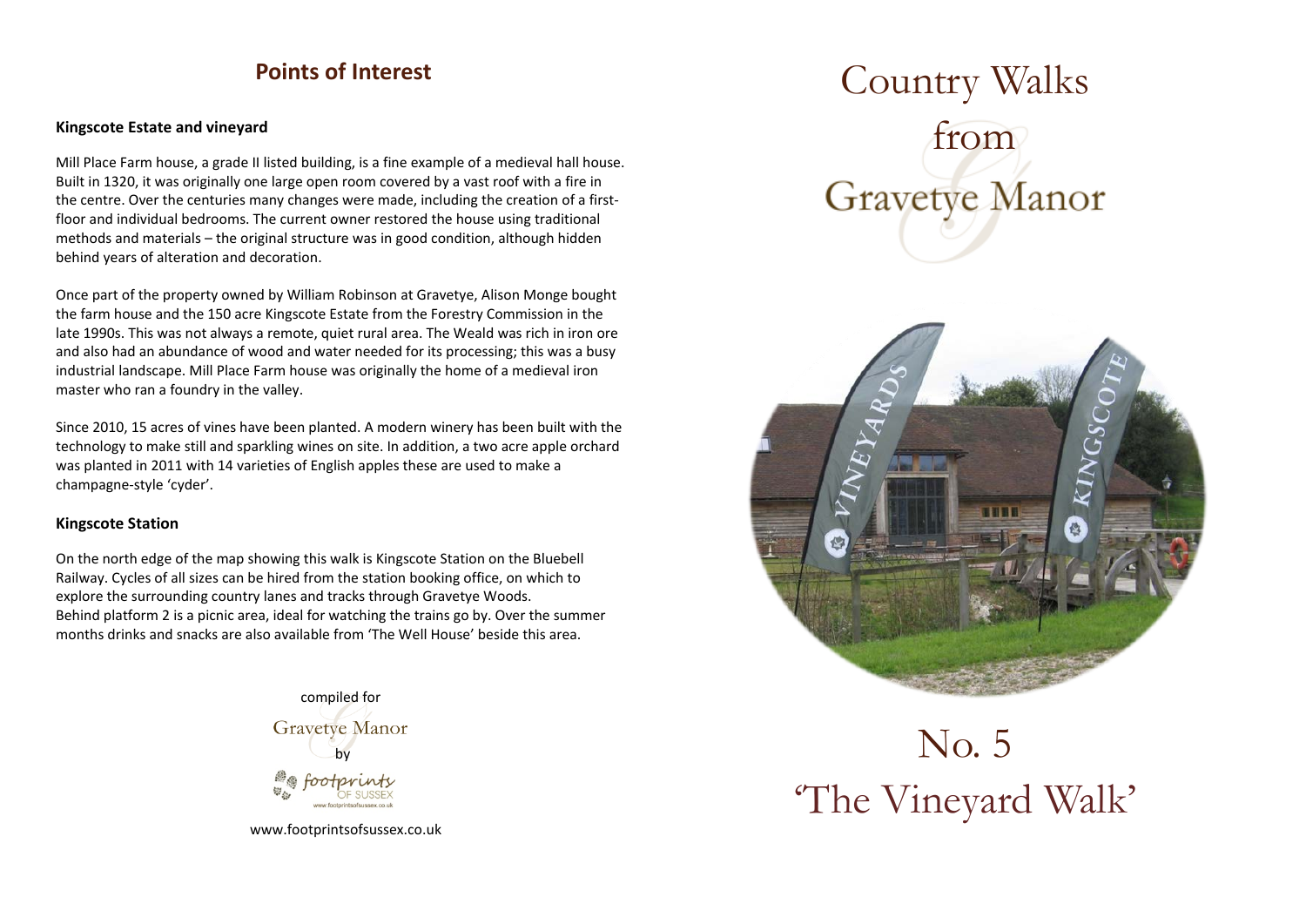## Points of Interest

### Kingscote Estate and vineyard

Mill Place Farm house, a grade II listed building, is a fine example of a medieval hall house. Built in 1320, it was originally one large open room covered by a vast roof with a fire in the centre. Over the centuries many changes were made, including the creation of a first-floor and individual bedrooms. The current owner restored the house using traditional methods and materials – the original structure was in good condition, although hidden behind years of alteration and decoration.

Once part of the property owned by William Robinson at Gravetye, Alison Monge bought the farm house and the 150 acre Kingscote Estate from the Forestry Commission in the late 1990s. This was not always a remote, quiet rural area. The Weald was rich in iron ore and also had an abundance of wood and water needed for its processing; this was a busy industrial landscape. Mill Place Farm house was originally the home of a medieval iron master who ran a foundry in the valley.

Since 2010, 15 acres of vines have been planted. A modern winery has been built with the technology to make still and sparkling wines on site. In addition, a two acre apple orchard was planted in 2011 with 14 varieties of English apples these are used to make a champagne-style 'cyder'.

### Kingscote Station

On the north edge of the map showing this walk is Kingscote Station on the Bluebell Railway. Cycles of all sizes can be hired from the station booking office, on which to explore the surrounding country lanes and tracks through Gravetye Woods.
Behind platform 2 is a picnic area, ideal for watching the trains go by. Over the summer months drinks and snacks are also available from 'The Well House' beside this area.

compiled for

Gravetye Manor

by

footprints OF SUSSEX

www.footprintsofsussex.co.uk

# Country Walks from Gravetye Manor

# No. 5 'The Vineyard Walk'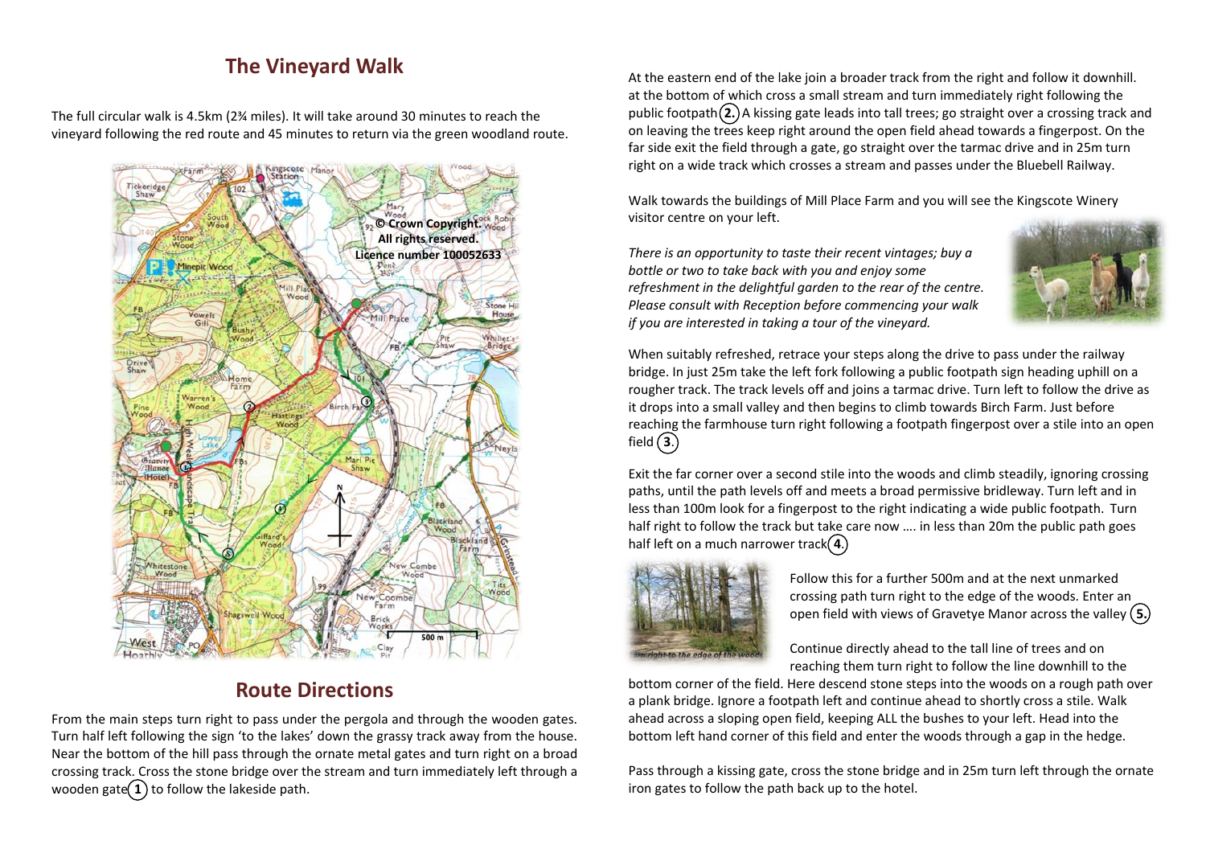# The Vineyard Walk

The full circular walk is 4.5km (2¾ miles). It will take around 30 minutes to reach the vineyard following the red route and 45 minutes to return via the green woodland route.

© Crown Copyright. All rights reserved. Licence number 100052633

500 m

## Route Directions

From the main steps turn right to pass under the pergola and through the wooden gates. Turn half left following the sign 'to the lakes' down the grassy track away from the house. Near the bottom of the hill pass through the ornate metal gates and turn right on a broad crossing track. Cross the stone bridge over the stream and turn immediately left through a wooden gate (1) to follow the lakeside path.

At the eastern end of the lake join a broader track from the right and follow it downhill. at the bottom of which cross a small stream and turn immediately right following the public footpath (2.) A kissing gate leads into tall trees; go straight over a crossing track and on leaving the trees keep right around the open field ahead towards a fingerpost. On the far side exit the field through a gate, go straight over the tarmac drive and in 25m turn right on a wide track which crosses a stream and passes under the Bluebell Railway.

Walk towards the buildings of Mill Place Farm and you will see the Kingscote Winery visitor centre on your left.

*There is an opportunity to taste their recent vintages; buy a bottle or two to take back with you and enjoy some refreshment in the delightful garden to the rear of the centre. Please consult with Reception before commencing your walk if you are interested in taking a tour of the vineyard.*

When suitably refreshed, retrace your steps along the drive to pass under the railway bridge. In just 25m take the left fork following a public footpath sign heading uphill on a rougher track. The track levels off and joins a tarmac drive. Turn left to follow the drive as it drops into a small valley and then begins to climb towards Birch Farm. Just before reaching the farmhouse turn right following a footpath fingerpost over a stile into an open field (3.)

Exit the far corner over a second stile into the woods and climb steadily, ignoring crossing paths, until the path levels off and meets a broad permissive bridleway. Turn left and in less than 100m look for a fingerpost to the right indicating a wide public footpath. Turn half right to follow the track but take care now …. in less than 20m the public path goes half left on a much narrower track (4.)

Turn right to the edge of the woods

Follow this for a further 500m and at the next unmarked crossing path turn right to the edge of the woods. Enter an open field with views of Gravetye Manor across the valley (5.)

Continue directly ahead to the tall line of trees and on reaching them turn right to follow the line downhill to the bottom corner of the field. Here descend stone steps into the woods on a rough path over a plank bridge. Ignore a footpath left and continue ahead to shortly cross a stile. Walk ahead across a sloping open field, keeping ALL the bushes to your left. Head into the bottom left hand corner of this field and enter the woods through a gap in the hedge.

Pass through a kissing gate, cross the stone bridge and in 25m turn left through the ornate iron gates to follow the path back up to the hotel.